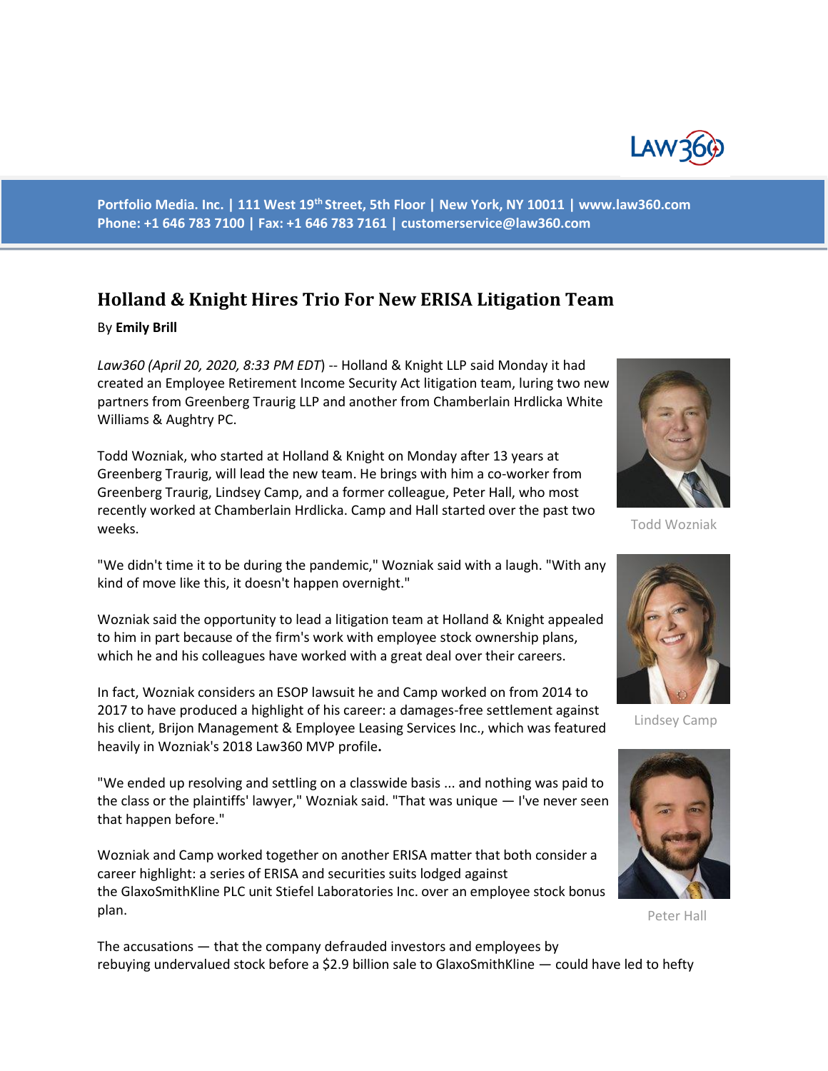Portfolio Media. Inc. | 111 West 19th Street, 5th Floor | New York, NY 10011 | www.law360.com
Phone: +1 646 783 7100 | Fax: +1 646 783 7161 | customerservice@law360.com

## Holland & Knight Hires Trio For New ERISA Litigation Team

By **Emily Brill**

*Law360 (April 20, 2020, 8:33 PM EDT)* -- Holland & Knight LLP said Monday it had created an Employee Retirement Income Security Act litigation team, luring two new partners from Greenberg Traurig LLP and another from Chamberlain Hrdlicka White Williams & Aughtry PC.

Todd Wozniak, who started at Holland & Knight on Monday after 13 years at Greenberg Traurig, will lead the new team. He brings with him a co-worker from Greenberg Traurig, Lindsey Camp, and a former colleague, Peter Hall, who most recently worked at Chamberlain Hrdlicka. Camp and Hall started over the past two weeks.

Todd Wozniak

"We didn't time it to be during the pandemic," Wozniak said with a laugh. "With any kind of move like this, it doesn't happen overnight."

Wozniak said the opportunity to lead a litigation team at Holland & Knight appealed to him in part because of the firm's work with employee stock ownership plans, which he and his colleagues have worked with a great deal over their careers.

Lindsey Camp

In fact, Wozniak considers an ESOP lawsuit he and Camp worked on from 2014 to 2017 to have produced a highlight of his career: a damages-free settlement against his client, Brijon Management & Employee Leasing Services Inc., which was featured heavily in Wozniak's 2018 Law360 MVP profile**.**

"We ended up resolving and settling on a classwide basis ... and nothing was paid to the class or the plaintiffs' lawyer," Wozniak said. "That was unique — I've never seen that happen before."

Wozniak and Camp worked together on another ERISA matter that both consider a career highlight: a series of ERISA and securities suits lodged against the GlaxoSmithKline PLC unit Stiefel Laboratories Inc. over an employee stock bonus plan.

Peter Hall

The accusations — that the company defrauded investors and employees by rebuying undervalued stock before a $2.9 billion sale to GlaxoSmithKline — could have led to hefty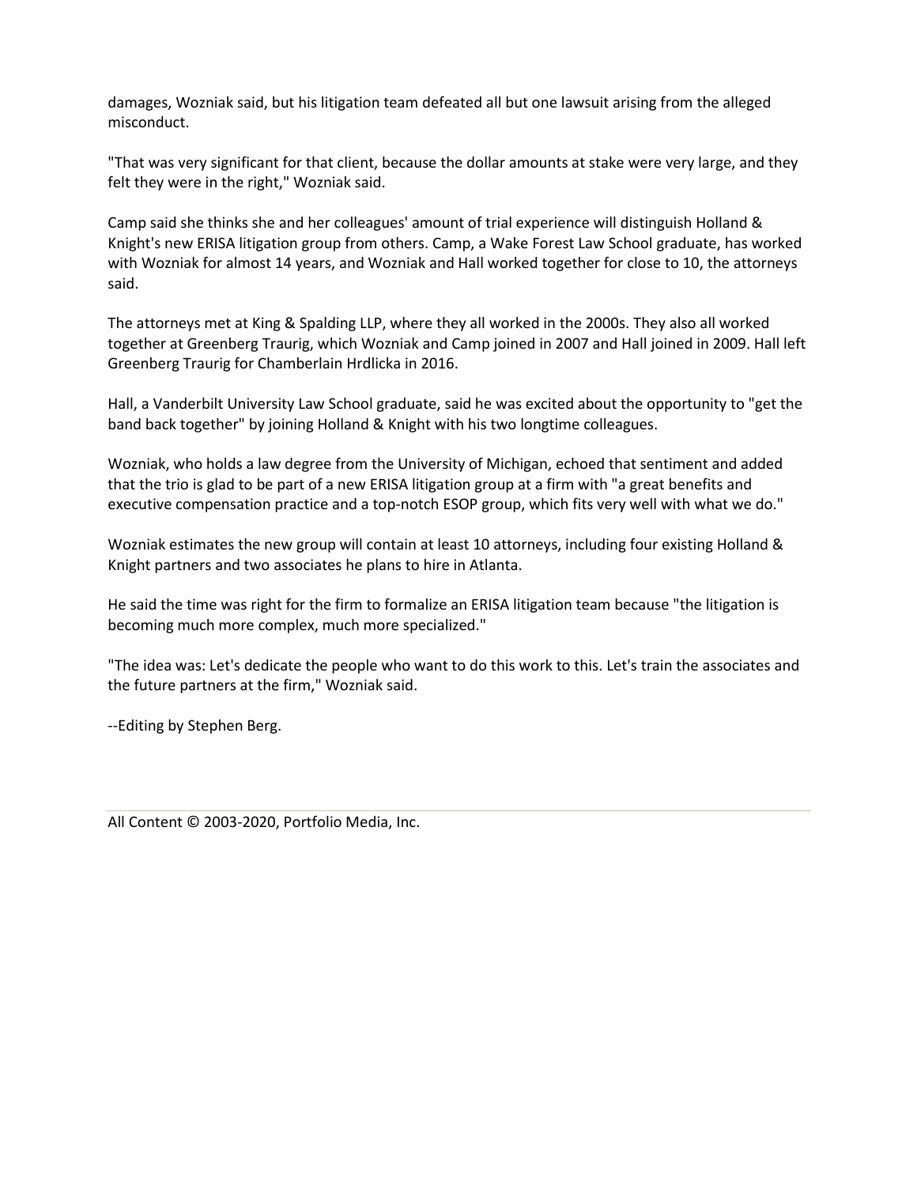damages, Wozniak said, but his litigation team defeated all but one lawsuit arising from the alleged misconduct.

"That was very significant for that client, because the dollar amounts at stake were very large, and they felt they were in the right," Wozniak said.

Camp said she thinks she and her colleagues' amount of trial experience will distinguish Holland & Knight's new ERISA litigation group from others. Camp, a Wake Forest Law School graduate, has worked with Wozniak for almost 14 years, and Wozniak and Hall worked together for close to 10, the attorneys said.

The attorneys met at King & Spalding LLP, where they all worked in the 2000s. They also all worked together at Greenberg Traurig, which Wozniak and Camp joined in 2007 and Hall joined in 2009. Hall left Greenberg Traurig for Chamberlain Hrdlicka in 2016.

Hall, a Vanderbilt University Law School graduate, said he was excited about the opportunity to "get the band back together" by joining Holland & Knight with his two longtime colleagues.

Wozniak, who holds a law degree from the University of Michigan, echoed that sentiment and added that the trio is glad to be part of a new ERISA litigation group at a firm with "a great benefits and executive compensation practice and a top-notch ESOP group, which fits very well with what we do."

Wozniak estimates the new group will contain at least 10 attorneys, including four existing Holland & Knight partners and two associates he plans to hire in Atlanta.

He said the time was right for the firm to formalize an ERISA litigation team because "the litigation is becoming much more complex, much more specialized."

"The idea was: Let's dedicate the people who want to do this work to this. Let's train the associates and the future partners at the firm," Wozniak said.

--Editing by Stephen Berg.

All Content © 2003-2020, Portfolio Media, Inc.